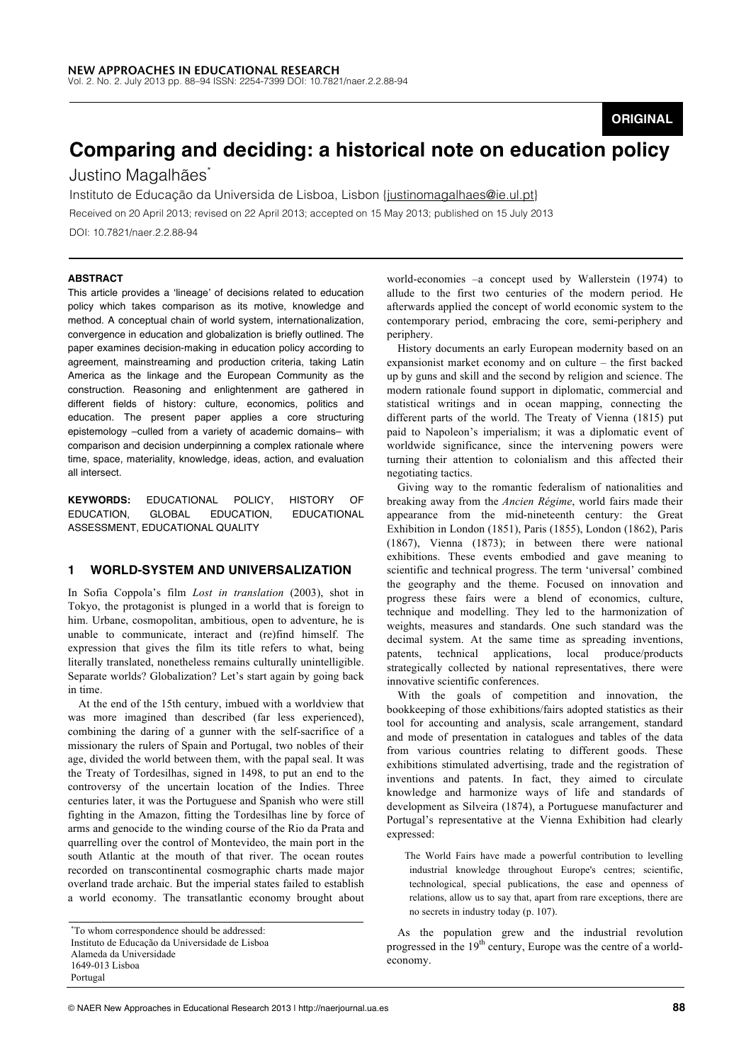**ORIGINAL**

# Comparing and deciding: a historical note on education policy

Justino Magalhães*

Instituto de Educação da Universida de Lisboa, Lisbon {justinomagalhaes@ie.ul.pt}

Received on 20 April 2013; revised on 22 April 2013; accepted on 15 May 2013; published on 15 July 2013

DOI: 10.7821/naer.2.2.88-94

### ABSTRACT

This article provides a 'lineage' of decisions related to education policy which takes comparison as its motive, knowledge and method. A conceptual chain of world system, internationalization, convergence in education and globalization is briefly outlined. The paper examines decision-making in education policy according to agreement, mainstreaming and production criteria, taking Latin America as the linkage and the European Community as the construction. Reasoning and enlightenment are gathered in different fields of history: culture, economics, politics and education. The present paper applies a core structuring epistemology –culled from a variety of academic domains– with comparison and decision underpinning a complex rationale where time, space, materiality, knowledge, ideas, action, and evaluation all intersect.

**KEYWORDS:** EDUCATIONAL POLICY, HISTORY OF EDUCATION, GLOBAL EDUCATION, EDUCATIONAL ASSESSMENT, EDUCATIONAL QUALITY

## 1 WORLD-SYSTEM AND UNIVERSALIZATION

In Sofia Coppola's film *Lost in translation* (2003), shot in Tokyo, the protagonist is plunged in a world that is foreign to him. Urbane, cosmopolitan, ambitious, open to adventure, he is unable to communicate, interact and (re)find himself. The expression that gives the film its title refers to what, being literally translated, nonetheless remains culturally unintelligible. Separate worlds? Globalization? Let's start again by going back in time.

At the end of the 15th century, imbued with a worldview that was more imagined than described (far less experienced), combining the daring of a gunner with the self-sacrifice of a missionary the rulers of Spain and Portugal, two nobles of their age, divided the world between them, with the papal seal. It was the Treaty of Tordesilhas, signed in 1498, to put an end to the controversy of the uncertain location of the Indies. Three centuries later, it was the Portuguese and Spanish who were still fighting in the Amazon, fitting the Tordesilhas line by force of arms and genocide to the winding course of the Rio da Prata and quarrelling over the control of Montevideo, the main port in the south Atlantic at the mouth of that river. The ocean routes recorded on transcontinental cosmographic charts made major overland trade archaic. But the imperial states failed to establish a world economy. The transatlantic economy brought about world-economies –a concept used by Wallerstein (1974) to allude to the first two centuries of the modern period. He afterwards applied the concept of world economic system to the contemporary period, embracing the core, semi-periphery and periphery.

History documents an early European modernity based on an expansionist market economy and on culture – the first backed up by guns and skill and the second by religion and science. The modern rationale found support in diplomatic, commercial and statistical writings and in ocean mapping, connecting the different parts of the world. The Treaty of Vienna (1815) put paid to Napoleon's imperialism; it was a diplomatic event of worldwide significance, since the intervening powers were turning their attention to colonialism and this affected their negotiating tactics.

Giving way to the romantic federalism of nationalities and breaking away from the *Ancien Régime*, world fairs made their appearance from the mid-nineteenth century: the Great Exhibition in London (1851), Paris (1855), London (1862), Paris (1867), Vienna (1873); in between there were national exhibitions. These events embodied and gave meaning to scientific and technical progress. The term 'universal' combined the geography and the theme. Focused on innovation and progress these fairs were a blend of economics, culture, technique and modelling. They led to the harmonization of weights, measures and standards. One such standard was the decimal system. At the same time as spreading inventions, patents, technical applications, local produce/products strategically collected by national representatives, there were innovative scientific conferences.

With the goals of competition and innovation, the bookkeeping of those exhibitions/fairs adopted statistics as their tool for accounting and analysis, scale arrangement, standard and mode of presentation in catalogues and tables of the data from various countries relating to different goods. These exhibitions stimulated advertising, trade and the registration of inventions and patents. In fact, they aimed to circulate knowledge and harmonize ways of life and standards of development as Silveira (1874), a Portuguese manufacturer and Portugal's representative at the Vienna Exhibition had clearly expressed:

> The World Fairs have made a powerful contribution to levelling industrial knowledge throughout Europe's centres; scientific, technological, special publications, the ease and openness of relations, allow us to say that, apart from rare exceptions, there are no secrets in industry today (p. 107).

As the population grew and the industrial revolution progressed in the 19th century, Europe was the centre of a world-economy.

---

*To whom correspondence should be addressed:
Instituto de Educação da Universidade de Lisboa
Alameda da Universidade
1649-013 Lisboa
Portugal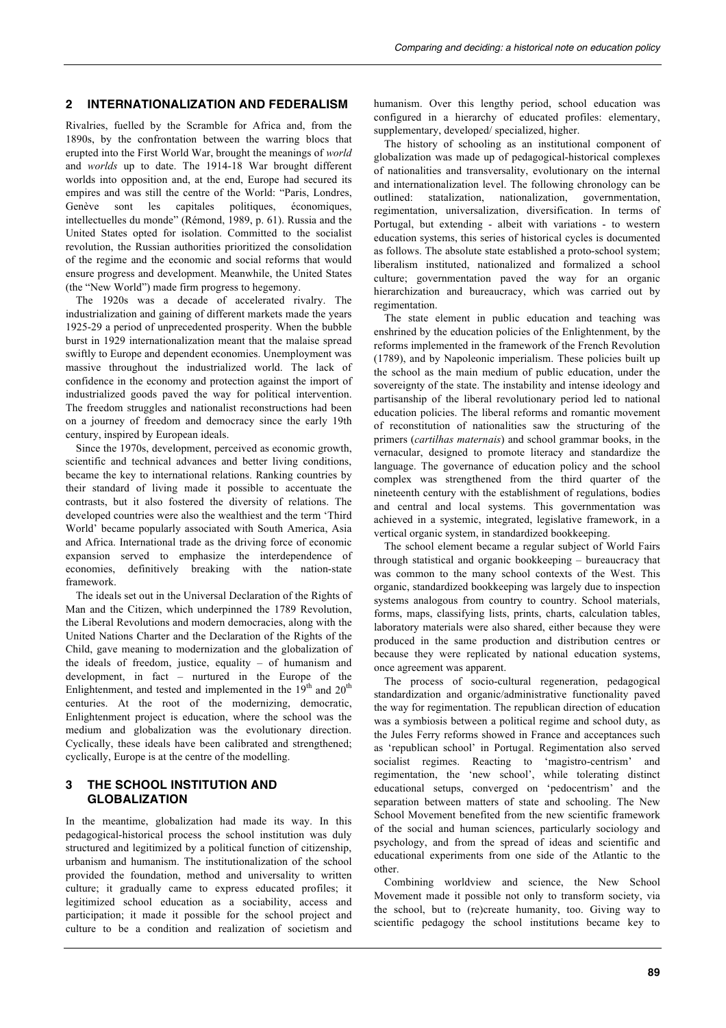## 2 INTERNATIONALIZATION AND FEDERALISM

Rivalries, fuelled by the Scramble for Africa and, from the 1890s, by the confrontation between the warring blocs that erupted into the First World War, brought the meanings of *world* and *worlds* up to date. The 1914-18 War brought different worlds into opposition and, at the end, Europe had secured its empires and was still the centre of the World: "Paris, Londres, Genève sont les capitales politiques, économiques, intellectuelles du monde" (Rémond, 1989, p. 61). Russia and the United States opted for isolation. Committed to the socialist revolution, the Russian authorities prioritized the consolidation of the regime and the economic and social reforms that would ensure progress and development. Meanwhile, the United States (the "New World") made firm progress to hegemony.

The 1920s was a decade of accelerated rivalry. The industrialization and gaining of different markets made the years 1925-29 a period of unprecedented prosperity. When the bubble burst in 1929 internationalization meant that the malaise spread swiftly to Europe and dependent economies. Unemployment was massive throughout the industrialized world. The lack of confidence in the economy and protection against the import of industrialized goods paved the way for political intervention. The freedom struggles and nationalist reconstructions had been on a journey of freedom and democracy since the early 19th century, inspired by European ideals.

Since the 1970s, development, perceived as economic growth, scientific and technical advances and better living conditions, became the key to international relations. Ranking countries by their standard of living made it possible to accentuate the contrasts, but it also fostered the diversity of relations. The developed countries were also the wealthiest and the term 'Third World' became popularly associated with South America, Asia and Africa. International trade as the driving force of economic expansion served to emphasize the interdependence of economies, definitively breaking with the nation-state framework.

The ideals set out in the Universal Declaration of the Rights of Man and the Citizen, which underpinned the 1789 Revolution, the Liberal Revolutions and modern democracies, along with the United Nations Charter and the Declaration of the Rights of the Child, gave meaning to modernization and the globalization of the ideals of freedom, justice, equality – of humanism and development, in fact – nurtured in the Europe of the Enlightenment, and tested and implemented in the 19th and 20th centuries. At the root of the modernizing, democratic, Enlightenment project is education, where the school was the medium and globalization was the evolutionary direction. Cyclically, these ideals have been calibrated and strengthened; cyclically, Europe is at the centre of the modelling.

## 3 THE SCHOOL INSTITUTION AND GLOBALIZATION

In the meantime, globalization had made its way. In this pedagogical-historical process the school institution was duly structured and legitimized by a political function of citizenship, urbanism and humanism. The institutionalization of the school provided the foundation, method and universality to written culture; it gradually came to express educated profiles; it legitimized school education as a sociability, access and participation; it made it possible for the school project and culture to be a condition and realization of societism and humanism. Over this lengthy period, school education was configured in a hierarchy of educated profiles: elementary, supplementary, developed/ specialized, higher.

The history of schooling as an institutional component of globalization was made up of pedagogical-historical complexes of nationalities and transversality, evolutionary on the internal and internationalization level. The following chronology can be outlined: statalization, nationalization, governmentation, regimentation, universalization, diversification. In terms of Portugal, but extending - albeit with variations - to western education systems, this series of historical cycles is documented as follows. The absolute state established a proto-school system; liberalism instituted, nationalized and formalized a school culture; governmentation paved the way for an organic hierarchization and bureaucracy, which was carried out by regimentation.

The state element in public education and teaching was enshrined by the education policies of the Enlightenment, by the reforms implemented in the framework of the French Revolution (1789), and by Napoleonic imperialism. These policies built up the school as the main medium of public education, under the sovereignty of the state. The instability and intense ideology and partisanship of the liberal revolutionary period led to national education policies. The liberal reforms and romantic movement of reconstitution of nationalities saw the structuring of the primers (*cartilhas maternais*) and school grammar books, in the vernacular, designed to promote literacy and standardize the language. The governance of education policy and the school complex was strengthened from the third quarter of the nineteenth century with the establishment of regulations, bodies and central and local systems. This governmentation was achieved in a systemic, integrated, legislative framework, in a vertical organic system, in standardized bookkeeping.

The school element became a regular subject of World Fairs through statistical and organic bookkeeping – bureaucracy that was common to the many school contexts of the West. This organic, standardized bookkeeping was largely due to inspection systems analogous from country to country. School materials, forms, maps, classifying lists, prints, charts, calculation tables, laboratory materials were also shared, either because they were produced in the same production and distribution centres or because they were replicated by national education systems, once agreement was apparent.

The process of socio-cultural regeneration, pedagogical standardization and organic/administrative functionality paved the way for regimentation. The republican direction of education was a symbiosis between a political regime and school duty, as the Jules Ferry reforms showed in France and acceptances such as 'republican school' in Portugal. Regimentation also served socialist regimes. Reacting to 'magistro-centrism' and regimentation, the 'new school', while tolerating distinct educational setups, converged on 'pedocentrism' and the separation between matters of state and schooling. The New School Movement benefited from the new scientific framework of the social and human sciences, particularly sociology and psychology, and from the spread of ideas and scientific and educational experiments from one side of the Atlantic to the other.

Combining worldview and science, the New School Movement made it possible not only to transform society, via the school, but to (re)create humanity, too. Giving way to scientific pedagogy the school institutions became key to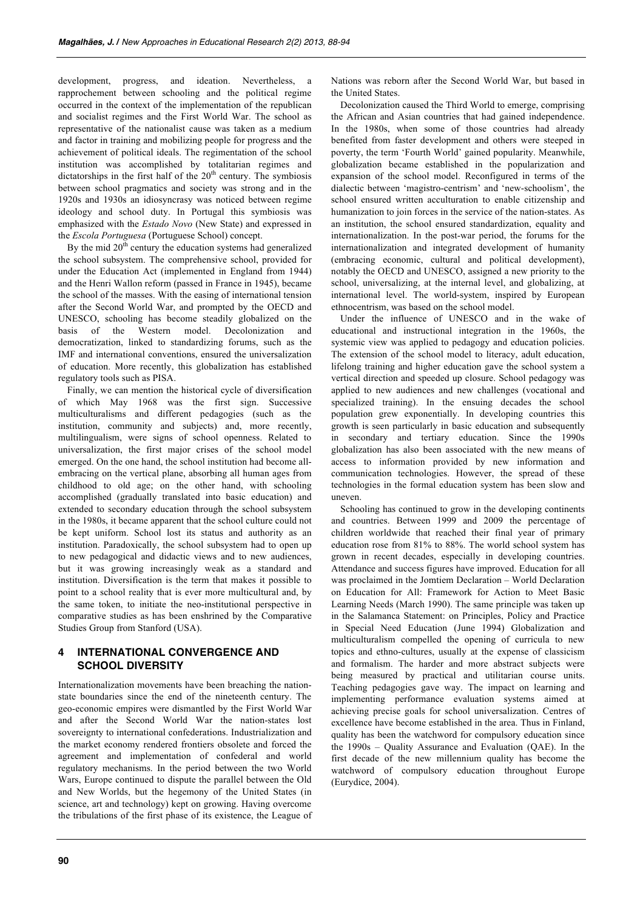development, progress, and ideation. Nevertheless, a rapprochement between schooling and the political regime occurred in the context of the implementation of the republican and socialist regimes and the First World War. The school as representative of the nationalist cause was taken as a medium and factor in training and mobilizing people for progress and the achievement of political ideals. The regimentation of the school institution was accomplished by totalitarian regimes and dictatorships in the first half of the 20th century. The symbiosis between school pragmatics and society was strong and in the 1920s and 1930s an idiosyncrasy was noticed between regime ideology and school duty. In Portugal this symbiosis was emphasized with the *Estado Novo* (New State) and expressed in the *Escola Portuguesa* (Portuguese School) concept.

By the mid 20th century the education systems had generalized the school subsystem. The comprehensive school, provided for under the Education Act (implemented in England from 1944) and the Henri Wallon reform (passed in France in 1945), became the school of the masses. With the easing of international tension after the Second World War, and prompted by the OECD and UNESCO, schooling has become steadily globalized on the basis of the Western model. Decolonization and democratization, linked to standardizing forums, such as the IMF and international conventions, ensured the universalization of education. More recently, this globalization has established regulatory tools such as PISA.

Finally, we can mention the historical cycle of diversification of which May 1968 was the first sign. Successive multiculturalisms and different pedagogies (such as the institution, community and subjects) and, more recently, multilingualism, were signs of school openness. Related to universalization, the first major crises of the school model emerged. On the one hand, the school institution had become all-embracing on the vertical plane, absorbing all human ages from childhood to old age; on the other hand, with schooling accomplished (gradually translated into basic education) and extended to secondary education through the school subsystem in the 1980s, it became apparent that the school culture could not be kept uniform. School lost its status and authority as an institution. Paradoxically, the school subsystem had to open up to new pedagogical and didactic views and to new audiences, but it was growing increasingly weak as a standard and institution. Diversification is the term that makes it possible to point to a school reality that is ever more multicultural and, by the same token, to initiate the neo-institutional perspective in comparative studies as has been enshrined by the Comparative Studies Group from Stanford (USA).

## 4 INTERNATIONAL CONVERGENCE AND SCHOOL DIVERSITY

Internationalization movements have been breaching the nation-state boundaries since the end of the nineteenth century. The geo-economic empires were dismantled by the First World War and after the Second World War the nation-states lost sovereignty to international confederations. Industrialization and the market economy rendered frontiers obsolete and forced the agreement and implementation of confederal and world regulatory mechanisms. In the period between the two World Wars, Europe continued to dispute the parallel between the Old and New Worlds, but the hegemony of the United States (in science, art and technology) kept on growing. Having overcome the tribulations of the first phase of its existence, the League of Nations was reborn after the Second World War, but based in the United States.

Decolonization caused the Third World to emerge, comprising the African and Asian countries that had gained independence. In the 1980s, when some of those countries had already benefited from faster development and others were steeped in poverty, the term 'Fourth World' gained popularity. Meanwhile, globalization became established in the popularization and expansion of the school model. Reconfigured in terms of the dialectic between 'magistro-centrism' and 'new-schoolism', the school ensured written acculturation to enable citizenship and humanization to join forces in the service of the nation-states. As an institution, the school ensured standardization, equality and internationalization. In the post-war period, the forums for the internationalization and integrated development of humanity (embracing economic, cultural and political development), notably the OECD and UNESCO, assigned a new priority to the school, universalizing, at the internal level, and globalizing, at international level. The world-system, inspired by European ethnocentrism, was based on the school model.

Under the influence of UNESCO and in the wake of educational and instructional integration in the 1960s, the systemic view was applied to pedagogy and education policies. The extension of the school model to literacy, adult education, lifelong training and higher education gave the school system a vertical direction and speeded up closure. School pedagogy was applied to new audiences and new challenges (vocational and specialized training). In the ensuing decades the school population grew exponentially. In developing countries this growth is seen particularly in basic education and subsequently in secondary and tertiary education. Since the 1990s globalization has also been associated with the new means of access to information provided by new information and communication technologies. However, the spread of these technologies in the formal education system has been slow and uneven.

Schooling has continued to grow in the developing continents and countries. Between 1999 and 2009 the percentage of children worldwide that reached their final year of primary education rose from 81% to 88%. The world school system has grown in recent decades, especially in developing countries. Attendance and success figures have improved. Education for all was proclaimed in the Jomtiem Declaration – World Declaration on Education for All: Framework for Action to Meet Basic Learning Needs (March 1990). The same principle was taken up in the Salamanca Statement: on Principles, Policy and Practice in Special Need Education (June 1994) Globalization and multiculturalism compelled the opening of curricula to new topics and ethno-cultures, usually at the expense of classicism and formalism. The harder and more abstract subjects were being measured by practical and utilitarian course units. Teaching pedagogies gave way. The impact on learning and implementing performance evaluation systems aimed at achieving precise goals for school universalization. Centres of excellence have become established in the area. Thus in Finland, quality has been the watchword for compulsory education since the 1990s – Quality Assurance and Evaluation (QAE). In the first decade of the new millennium quality has become the watchword of compulsory education throughout Europe (Eurydice, 2004).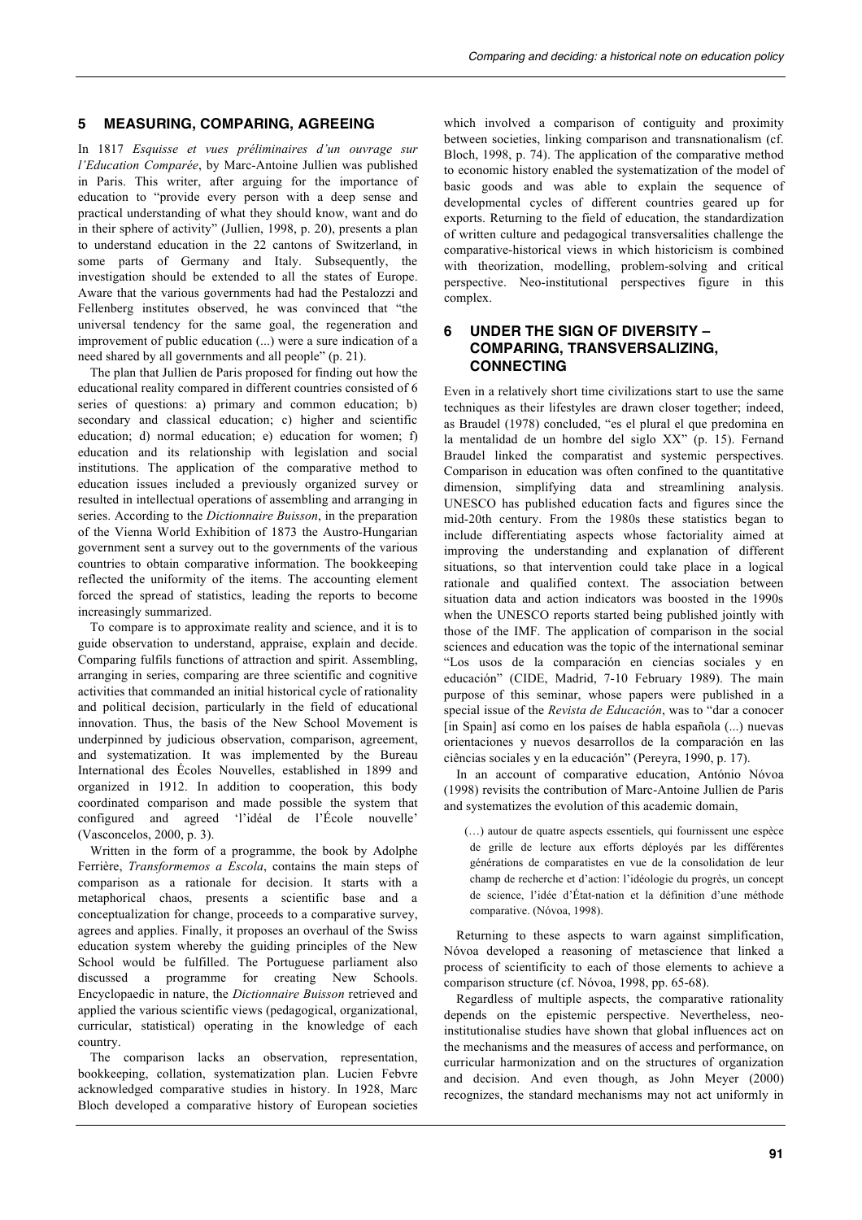## 5 MEASURING, COMPARING, AGREEING

In 1817 *Esquisse et vues préliminaires d'un ouvrage sur l'Education Comparée*, by Marc-Antoine Jullien was published in Paris. This writer, after arguing for the importance of education to "provide every person with a deep sense and practical understanding of what they should know, want and do in their sphere of activity" (Jullien, 1998, p. 20), presents a plan to understand education in the 22 cantons of Switzerland, in some parts of Germany and Italy. Subsequently, the investigation should be extended to all the states of Europe. Aware that the various governments had had the Pestalozzi and Fellenberg institutes observed, he was convinced that "the universal tendency for the same goal, the regeneration and improvement of public education (...) were a sure indication of a need shared by all governments and all people" (p. 21).

The plan that Jullien de Paris proposed for finding out how the educational reality compared in different countries consisted of 6 series of questions: a) primary and common education; b) secondary and classical education; c) higher and scientific education; d) normal education; e) education for women; f) education and its relationship with legislation and social institutions. The application of the comparative method to education issues included a previously organized survey or resulted in intellectual operations of assembling and arranging in series. According to the *Dictionnaire Buisson*, in the preparation of the Vienna World Exhibition of 1873 the Austro-Hungarian government sent a survey out to the governments of the various countries to obtain comparative information. The bookkeeping reflected the uniformity of the items. The accounting element forced the spread of statistics, leading the reports to become increasingly summarized.

To compare is to approximate reality and science, and it is to guide observation to understand, appraise, explain and decide. Comparing fulfils functions of attraction and spirit. Assembling, arranging in series, comparing are three scientific and cognitive activities that commanded an initial historical cycle of rationality and political decision, particularly in the field of educational innovation. Thus, the basis of the New School Movement is underpinned by judicious observation, comparison, agreement, and systematization. It was implemented by the Bureau International des Écoles Nouvelles, established in 1899 and organized in 1912. In addition to cooperation, this body coordinated comparison and made possible the system that configured and agreed 'l'idéal de l'École nouvelle' (Vasconcelos, 2000, p. 3).

Written in the form of a programme, the book by Adolphe Ferrière, *Transformemos a Escola*, contains the main steps of comparison as a rationale for decision. It starts with a metaphorical chaos, presents a scientific base and a conceptualization for change, proceeds to a comparative survey, agrees and applies. Finally, it proposes an overhaul of the Swiss education system whereby the guiding principles of the New School would be fulfilled. The Portuguese parliament also discussed a programme for creating New Schools. Encyclopaedic in nature, the *Dictionnaire Buisson* retrieved and applied the various scientific views (pedagogical, organizational, curricular, statistical) operating in the knowledge of each country.

The comparison lacks an observation, representation, bookkeeping, collation, systematization plan. Lucien Febvre acknowledged comparative studies in history. In 1928, Marc Bloch developed a comparative history of European societies which involved a comparison of contiguity and proximity between societies, linking comparison and transnationalism (cf. Bloch, 1998, p. 74). The application of the comparative method to economic history enabled the systematization of the model of basic goods and was able to explain the sequence of developmental cycles of different countries geared up for exports. Returning to the field of education, the standardization of written culture and pedagogical transversalities challenge the comparative-historical views in which historicism is combined with theorization, modelling, problem-solving and critical perspective. Neo-institutional perspectives figure in this complex.

## 6 UNDER THE SIGN OF DIVERSITY – COMPARING, TRANSVERSALIZING, CONNECTING

Even in a relatively short time civilizations start to use the same techniques as their lifestyles are drawn closer together; indeed, as Braudel (1978) concluded, "es el plural el que predomina en la mentalidad de un hombre del siglo XX" (p. 15). Fernand Braudel linked the comparatist and systemic perspectives. Comparison in education was often confined to the quantitative dimension, simplifying data and streamlining analysis. UNESCO has published education facts and figures since the mid-20th century. From the 1980s these statistics began to include differentiating aspects whose factoriality aimed at improving the understanding and explanation of different situations, so that intervention could take place in a logical rationale and qualified context. The association between situation data and action indicators was boosted in the 1990s when the UNESCO reports started being published jointly with those of the IMF. The application of comparison in the social sciences and education was the topic of the international seminar "Los usos de la comparación en ciencias sociales y en educación" (CIDE, Madrid, 7-10 February 1989). The main purpose of this seminar, whose papers were published in a special issue of the *Revista de Educación*, was to "dar a conocer [in Spain] así como en los países de habla española (...) nuevas orientaciones y nuevos desarrollos de la comparación en las ciências sociales y en la educación" (Pereyra, 1990, p. 17).

In an account of comparative education, António Nóvoa (1998) revisits the contribution of Marc-Antoine Jullien de Paris and systematizes the evolution of this academic domain,

> (…) autour de quatre aspects essentiels, qui fournissent une espèce de grille de lecture aux efforts déployés par les différentes générations de comparatistes en vue de la consolidation de leur champ de recherche et d'action: l'idéologie du progrès, un concept de science, l'idée d'État-nation et la définition d'une méthode comparative. (Nóvoa, 1998).

Returning to these aspects to warn against simplification, Nóvoa developed a reasoning of metascience that linked a process of scientificity to each of those elements to achieve a comparison structure (cf. Nóvoa, 1998, pp. 65-68).

Regardless of multiple aspects, the comparative rationality depends on the epistemic perspective. Nevertheless, neo-institutionalise studies have shown that global influences act on the mechanisms and the measures of access and performance, on curricular harmonization and on the structures of organization and decision. And even though, as John Meyer (2000) recognizes, the standard mechanisms may not act uniformly in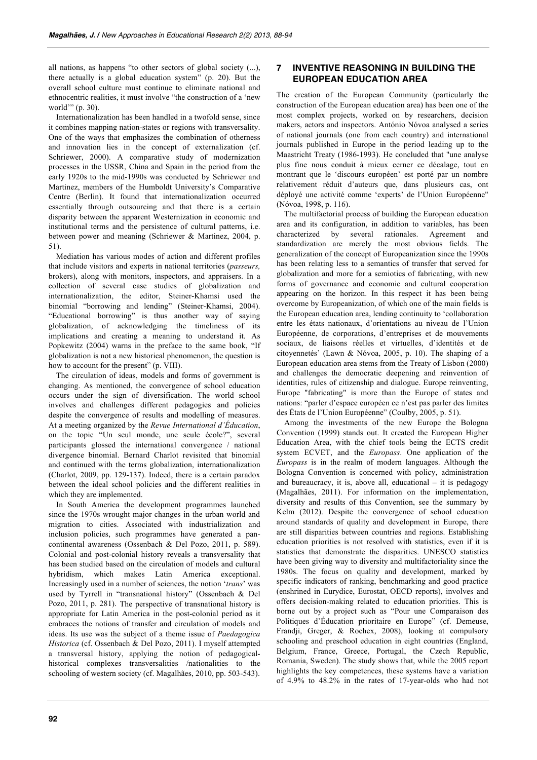all nations, as happens "to other sectors of global society (...), there actually is a global education system" (p. 20). But the overall school culture must continue to eliminate national and ethnocentric realities, it must involve "the construction of a 'new world'" (p. 30).

Internationalization has been handled in a twofold sense, since it combines mapping nation-states or regions with transversality. One of the ways that emphasizes the combination of otherness and innovation lies in the concept of externalization (cf. Schriewer, 2000). A comparative study of modernization processes in the USSR, China and Spain in the period from the early 1920s to the mid-1990s was conducted by Schriewer and Martinez, members of the Humboldt University's Comparative Centre (Berlin). It found that internationalization occurred essentially through outsourcing and that there is a certain disparity between the apparent Westernization in economic and institutional terms and the persistence of cultural patterns, i.e. between power and meaning (Schriewer & Martinez, 2004, p. 51).

Mediation has various modes of action and different profiles that include visitors and experts in national territories (*passeurs,* brokers), along with monitors, inspectors, and appraisers. In a collection of several case studies of globalization and internationalization, the editor, Steiner-Khamsi used the binomial "borrowing and lending" (Steiner-Khamsi, 2004). "Educational borrowing" is thus another way of saying globalization, of acknowledging the timeliness of its implications and creating a meaning to understand it. As Popkewitz (2004) warns in the preface to the same book, "If globalization is not a new historical phenomenon, the question is how to account for the present" (p. VIII).

The circulation of ideas, models and forms of government is changing. As mentioned, the convergence of school education occurs under the sign of diversification. The world school involves and challenges different pedagogies and policies despite the convergence of results and modelling of measures. At a meeting organized by the *Revue International d'Éducation*, on the topic "Un seul monde, une seule école?", several participants glossed the international convergence / national divergence binomial. Bernard Charlot revisited that binomial and continued with the terms globalization, internationalization (Charlot, 2009, pp. 129-137). Indeed, there is a certain paradox between the ideal school policies and the different realities in which they are implemented.

In South America the development programmes launched since the 1970s wrought major changes in the urban world and migration to cities. Associated with industrialization and inclusion policies, such programmes have generated a pan-continental awareness (Ossenbach & Del Pozo, 2011, p. 589). Colonial and post-colonial history reveals a transversality that has been studied based on the circulation of models and cultural hybridism, which makes Latin America exceptional. Increasingly used in a number of sciences, the notion '*trans*' was used by Tyrrell in "transnational history" (Ossenbach & Del Pozo, 2011, p. 281). The perspective of transnational history is appropriate for Latin America in the post-colonial period as it embraces the notions of transfer and circulation of models and ideas. Its use was the subject of a theme issue of *Paedagogica Historica* (cf. Ossenbach & Del Pozo, 2011). I myself attempted a transversal history, applying the notion of pedagogical-historical complexes transversalities /nationalities to the schooling of western society (cf. Magalhães, 2010, pp. 503-543).

## 7 INVENTIVE REASONING IN BUILDING THE EUROPEAN EDUCATION AREA

The creation of the European Community (particularly the construction of the European education area) has been one of the most complex projects, worked on by researchers, decision makers, actors and inspectors. António Nóvoa analysed a series of national journals (one from each country) and international journals published in Europe in the period leading up to the Maastricht Treaty (1986-1993). He concluded that "une analyse plus fine nous conduit à mieux cerner ce décalage, tout en montrant que le 'discours européen' est porté par un nombre relativement réduit d'auteurs que, dans plusieurs cas, ont déployé une activité comme 'experts' de l'Union Européenne" (Nóvoa, 1998, p. 116).

The multifactorial process of building the European education area and its configuration, in addition to variables, has been characterized by several rationales. Agreement and standardization are merely the most obvious fields. The generalization of the concept of Europeanization since the 1990s has been relating less to a semantics of transfer that served for globalization and more for a semiotics of fabricating, with new forms of governance and economic and cultural cooperation appearing on the horizon. In this respect it has been being overcome by Europeanization, of which one of the main fields is the European education area, lending continuity to 'collaboration entre les états nationaux, d'orientations au niveau de l'Union Européenne, de corporations, d'entreprises et de mouvements sociaux, de liaisons réelles et virtuelles, d'identités et de citoyennetés' (Lawn & Nóvoa, 2005, p. 10). The shaping of a European education area stems from the Treaty of Lisbon (2000) and challenges the democratic deepening and reinvention of identities, rules of citizenship and dialogue. Europe reinventing, Europe "fabricating" is more than the Europe of states and nations: "parler d'espace européen ce n'est pas parler des limites des États de l'Union Européenne" (Coulby, 2005, p. 51).

Among the investments of the new Europe the Bologna Convention (1999) stands out. It created the European Higher Education Area, with the chief tools being the ECTS credit system ECVET, and the *Europass*. One application of the *Europass* is in the realm of modern languages. Although the Bologna Convention is concerned with policy, administration and bureaucracy, it is, above all, educational – it is pedagogy (Magalhães, 2011). For information on the implementation, diversity and results of this Convention, see the summary by Kelm (2012). Despite the convergence of school education around standards of quality and development in Europe, there are still disparities between countries and regions. Establishing education priorities is not resolved with statistics, even if it is statistics that demonstrate the disparities. UNESCO statistics have been giving way to diversity and multifactoriality since the 1980s. The focus on quality and development, marked by specific indicators of ranking, benchmarking and good practice (enshrined in Eurydice, Eurostat, OECD reports), involves and offers decision-making related to education priorities. This is borne out by a project such as "Pour une Comparaison des Politiques d'Éducation prioritaire en Europe" (cf. Demeuse, Frandji, Greger, & Rochex, 2008), looking at compulsory schooling and preschool education in eight countries (England, Belgium, France, Greece, Portugal, the Czech Republic, Romania, Sweden). The study shows that, while the 2005 report highlights the key competences, these systems have a variation of 4.9% to 48.2% in the rates of 17-year-olds who had not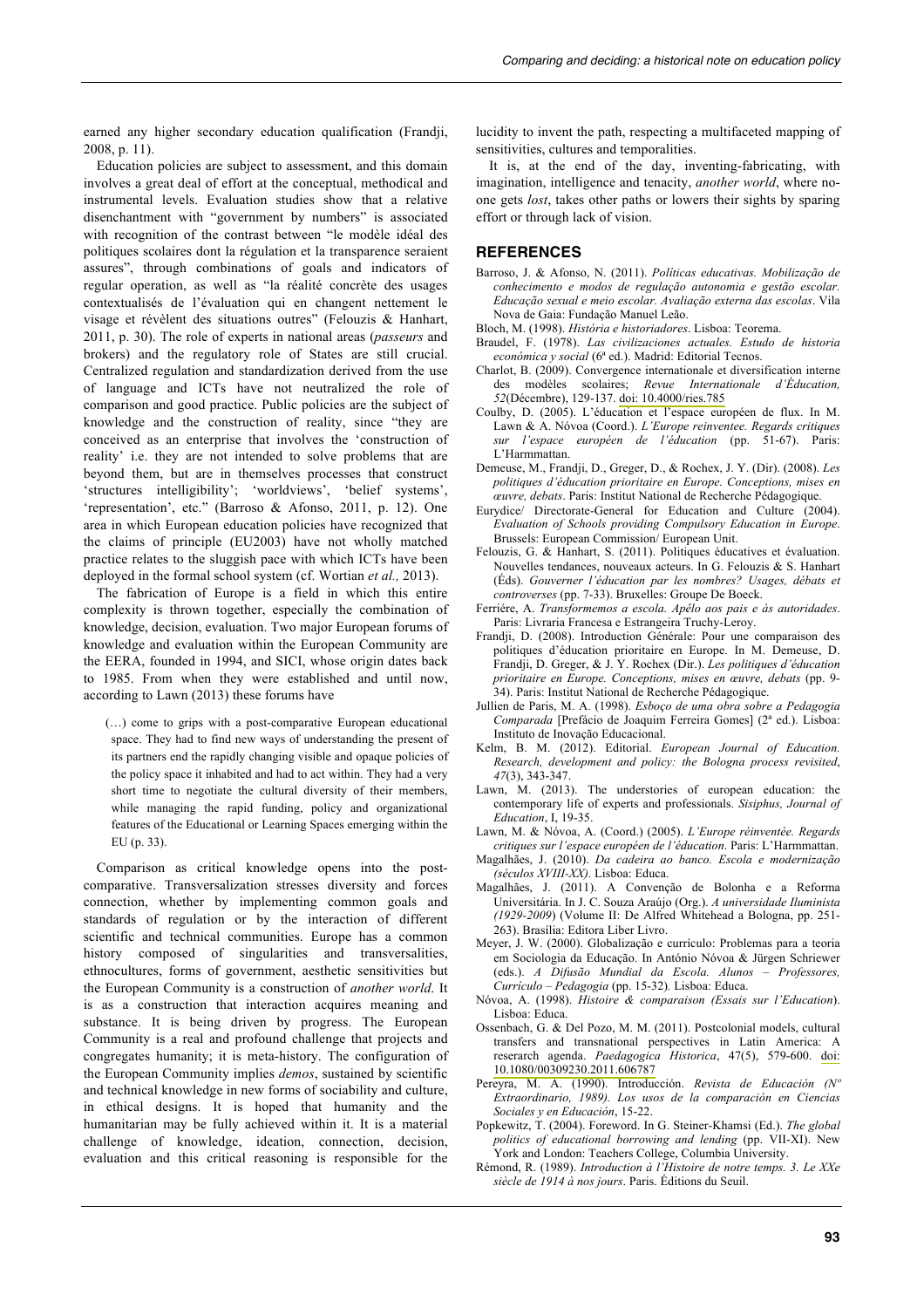earned any higher secondary education qualification (Frandji, 2008, p. 11).

Education policies are subject to assessment, and this domain involves a great deal of effort at the conceptual, methodical and instrumental levels. Evaluation studies show that a relative disenchantment with "government by numbers" is associated with recognition of the contrast between "le modèle idéal des politiques scolaires dont la régulation et la transparence seraient assures", through combinations of goals and indicators of regular operation, as well as "la réalité concrète des usages contextualisés de l'évaluation qui en changent nettement le visage et révèlent des situations outres" (Felouzis & Hanhart, 2011, p. 30). The role of experts in national areas (*passeurs* and brokers) and the regulatory role of States are still crucial. Centralized regulation and standardization derived from the use of language and ICTs have not neutralized the role of comparison and good practice. Public policies are the subject of knowledge and the construction of reality, since "they are conceived as an enterprise that involves the 'construction of reality' i.e. they are not intended to solve problems that are beyond them, but are in themselves processes that construct 'structures intelligibility'; 'worldviews', 'belief systems', 'representation', etc." (Barroso & Afonso, 2011, p. 12). One area in which European education policies have recognized that the claims of principle (EU2003) have not wholly matched practice relates to the sluggish pace with which ICTs have been deployed in the formal school system (cf. Wortian *et al.,* 2013).

The fabrication of Europe is a field in which this entire complexity is thrown together, especially the combination of knowledge, decision, evaluation. Two major European forums of knowledge and evaluation within the European Community are the EERA, founded in 1994, and SICI, whose origin dates back to 1985. From when they were established and until now, according to Lawn (2013) these forums have

> (…) come to grips with a post-comparative European educational space. They had to find new ways of understanding the present of its partners end the rapidly changing visible and opaque policies of the policy space it inhabited and had to act within. They had a very short time to negotiate the cultural diversity of their members, while managing the rapid funding, policy and organizational features of the Educational or Learning Spaces emerging within the EU (p. 33).

Comparison as critical knowledge opens into the post-comparative. Transversalization stresses diversity and forces connection, whether by implementing common goals and standards of regulation or by the interaction of different scientific and technical communities. Europe has a common history composed of singularities and transversalities, ethnocultures, forms of government, aesthetic sensitivities but the European Community is a construction of *another world*. It is as a construction that interaction acquires meaning and substance. It is being driven by progress. The European Community is a real and profound challenge that projects and congregates humanity; it is meta-history. The configuration of the European Community implies *demos*, sustained by scientific and technical knowledge in new forms of sociability and culture, in ethical designs. It is hoped that humanity and the humanitarian may be fully achieved within it. It is a material challenge of knowledge, ideation, connection, decision, evaluation and this critical reasoning is responsible for the lucidity to invent the path, respecting a multifaceted mapping of sensitivities, cultures and temporalities.

It is, at the end of the day, inventing-fabricating, with imagination, intelligence and tenacity, *another world*, where no-one gets *lost*, takes other paths or lowers their sights by sparing effort or through lack of vision.

## REFERENCES

Barroso, J. & Afonso, N. (2011). *Políticas educativas. Mobilização de conhecimento e modos de regulação autonomia e gestão escolar. Educação sexual e meio escolar. Avaliação externa das escolas*. Vila Nova de Gaia: Fundação Manuel Leão.

Bloch, M. (1998). *História e historiadores*. Lisboa: Teorema.

Braudel, F. (1978). *Las civilizaciones actuales. Estudo de historia económica y social* (6ª ed.). Madrid: Editorial Tecnos.

Charlot, B. (2009). Convergence internationale et diversification interne des modèles scolaires; *Revue Internationale d'Éducation, 52*(Décembre), 129-137. doi: 10.4000/ries.785

Coulby, D. (2005). L'éducation et l'espace européen de flux. In M. Lawn & A. Nóvoa (Coord.). *L'Europe reinventee. Regards critiques sur l'espace européen de l'éducation* (pp. 51-67). Paris: L'Harmmattan.

Demeuse, M., Frandji, D., Greger, D., & Rochex, J. Y. (Dir). (2008). *Les politiques d'éducation prioritaire en Europe. Conceptions, mises en œuvre, debats*. Paris: Institut National de Recherche Pédagogique.

Eurydice/ Directorate-General for Education and Culture (2004). *Evaluation of Schools providing Compulsory Education in Europe*. Brussels: European Commission/ European Unit.

Felouzis, G. & Hanhart, S. (2011). Politiques éducatives et évaluation. Nouvelles tendances, nouveaux acteurs. In G. Felouzis & S. Hanhart (Éds). *Gouverner l'éducation par les nombres? Usages, débats et controverses* (pp. 7-33). Bruxelles: Groupe De Boeck.

Ferriére, A. *Transformemos a escola. Apêlo aos pais e às autoridades*. Paris: Livraria Francesa e Estrangeira Truchy-Leroy.

Frandji, D. (2008). Introduction Générale: Pour une comparaison des politiques d'éducation prioritaire en Europe. In M. Demeuse, D. Frandji, D. Greger, & J. Y. Rochex (Dir.). *Les politiques d'éducation prioritaire en Europe. Conceptions, mises en œuvre, debats* (pp. 9-34). Paris: Institut National de Recherche Pédagogique.

Jullien de Paris, M. A. (1998). *Esboço de uma obra sobre a Pedagogia Comparada* [Prefácio de Joaquim Ferreira Gomes] (2ª ed.). Lisboa: Instituto de Inovação Educacional.

Kelm, B. M. (2012). Editorial. *European Journal of Education. Research, development and policy: the Bologna process revisited*, *47*(3), 343-347.

Lawn, M. (2013). The understories of european education: the contemporary life of experts and professionals. *Sisiphus, Journal of Education*, I, 19-35.

Lawn, M. & Nóvoa, A. (Coord.) (2005). *L'Europe réinventée. Regards critiques sur l'espace européen de l'éducation*. Paris: L'Harmmattan.

Magalhães, J. (2010). *Da cadeira ao banco. Escola e modernização (séculos XVIII-XX).* Lisboa: Educa.

Magalhães, J. (2011). A Convenção de Bolonha e a Reforma Universitária. In J. C. Souza Araújo (Org.). *A universidade Iluminista (1929-2009*) (Volume II: De Alfred Whitehead a Bolonha, pp. 251-263). Brasília: Editora Liber Livro.

Meyer, J. W. (2000). Globalização e currículo: Problemas para a teoria em Sociologia da Educação. In António Nóvoa & Jürgen Schriewer (eds.). *A Difusão Mundial da Escola. Alunos – Professores, Currículo – Pedagogia* (pp. 15-32). Lisboa: Educa.

Nóvoa, A. (1998). *Histoire & comparaison (Essais sur l'Education*). Lisboa: Educa.

Ossenbach, G. & Del Pozo, M. M. (2011). Postcolonial models, cultural transfers and transnational perspectives in Latin America: A reserarch agenda. *Paedagogica Historica*, 47(5), 579-600. doi: 10.1080/00309230.2011.606787

Pereyra, M. A. (1990). Introducción. *Revista de Educación (Nº Extraordinario, 1989). Los usos de la comparación en Ciencias Sociales y en Educación*, 15-22.

Popkewitz, T. (2004). Foreword. In G. Steiner-Khamsi (Ed.). *The global politics of educational borrowing and lending* (pp. VII-XI). New York and London: Teachers College, Columbia University.

Rémond, R. (1989). *Introduction à l'Histoire de notre temps. 3. Le XXe siècle de 1914 à nos jours*. Paris. Éditions du Seuil.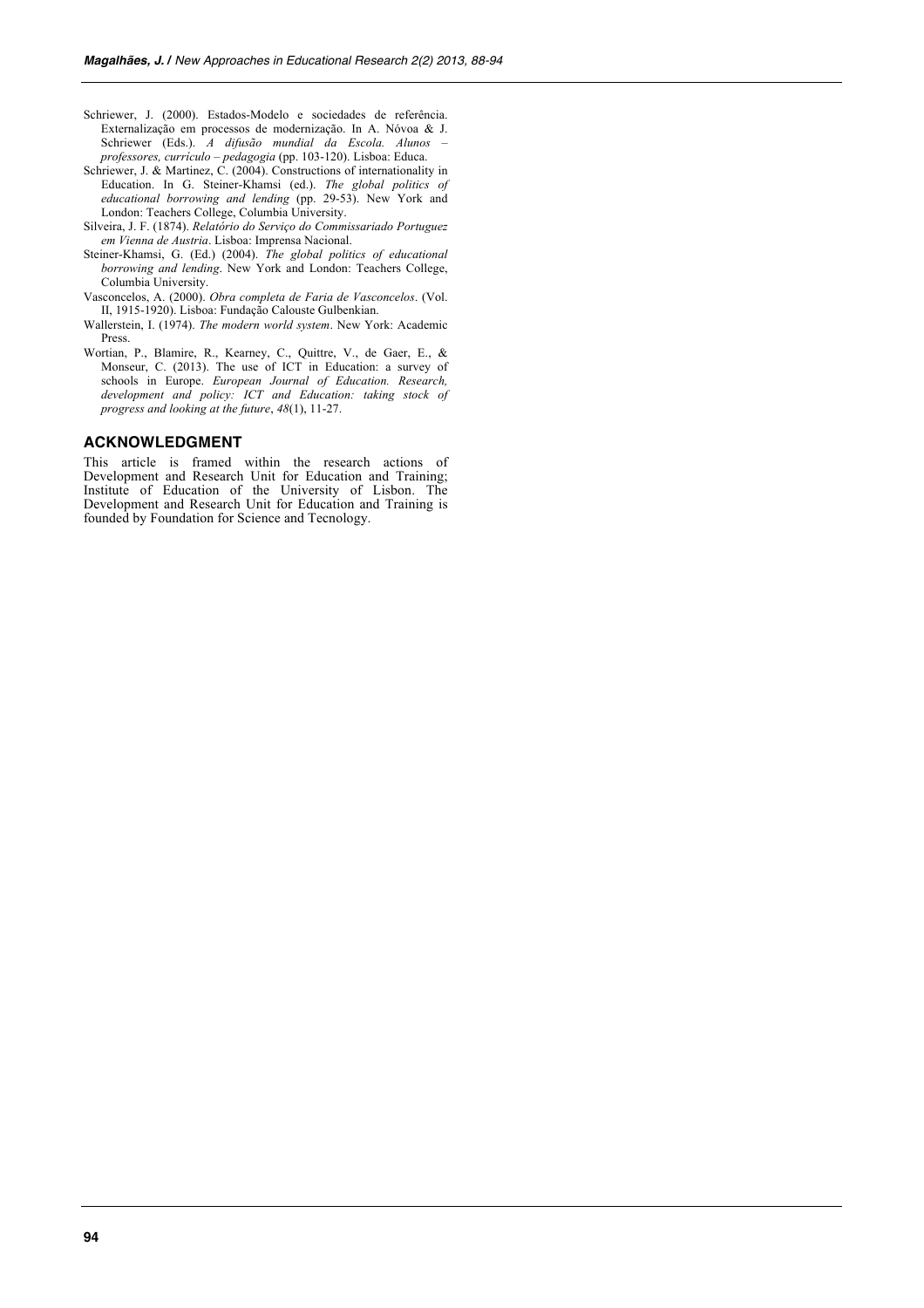Schriewer, J. (2000). Estados-Modelo e sociedades de referência. Externalização em processos de modernização. In A. Nóvoa & J. Schriewer (Eds.). *A difusão mundial da Escola. Alunos – professores, currículo – pedagogia* (pp. 103-120). Lisboa: Educa.

Schriewer, J. & Martinez, C. (2004). Constructions of internationality in Education. In G. Steiner-Khamsi (ed.). *The global politics of educational borrowing and lending* (pp. 29-53). New York and London: Teachers College, Columbia University.

Silveira, J. F. (1874). *Relatório do Serviço do Commissariado Portuguez em Vienna de Austria*. Lisboa: Imprensa Nacional.

Steiner-Khamsi, G. (Ed.) (2004). *The global politics of educational borrowing and lending*. New York and London: Teachers College, Columbia University.

Vasconcelos, A. (2000). *Obra completa de Faria de Vasconcelos*. (Vol. II, 1915-1920). Lisboa: Fundação Calouste Gulbenkian.

Wallerstein, I. (1974). *The modern world system*. New York: Academic Press.

Wortian, P., Blamire, R., Kearney, C., Quittre, V., de Gaer, E., & Monseur, C. (2013). The use of ICT in Education: a survey of schools in Europe. *European Journal of Education. Research, development and policy: ICT and Education: taking stock of progress and looking at the future*, *48*(1), 11-27.

## ACKNOWLEDGMENT

This article is framed within the research actions of Development and Research Unit for Education and Training; Institute of Education of the University of Lisbon. The Development and Research Unit for Education and Training is founded by Foundation for Science and Tecnology.